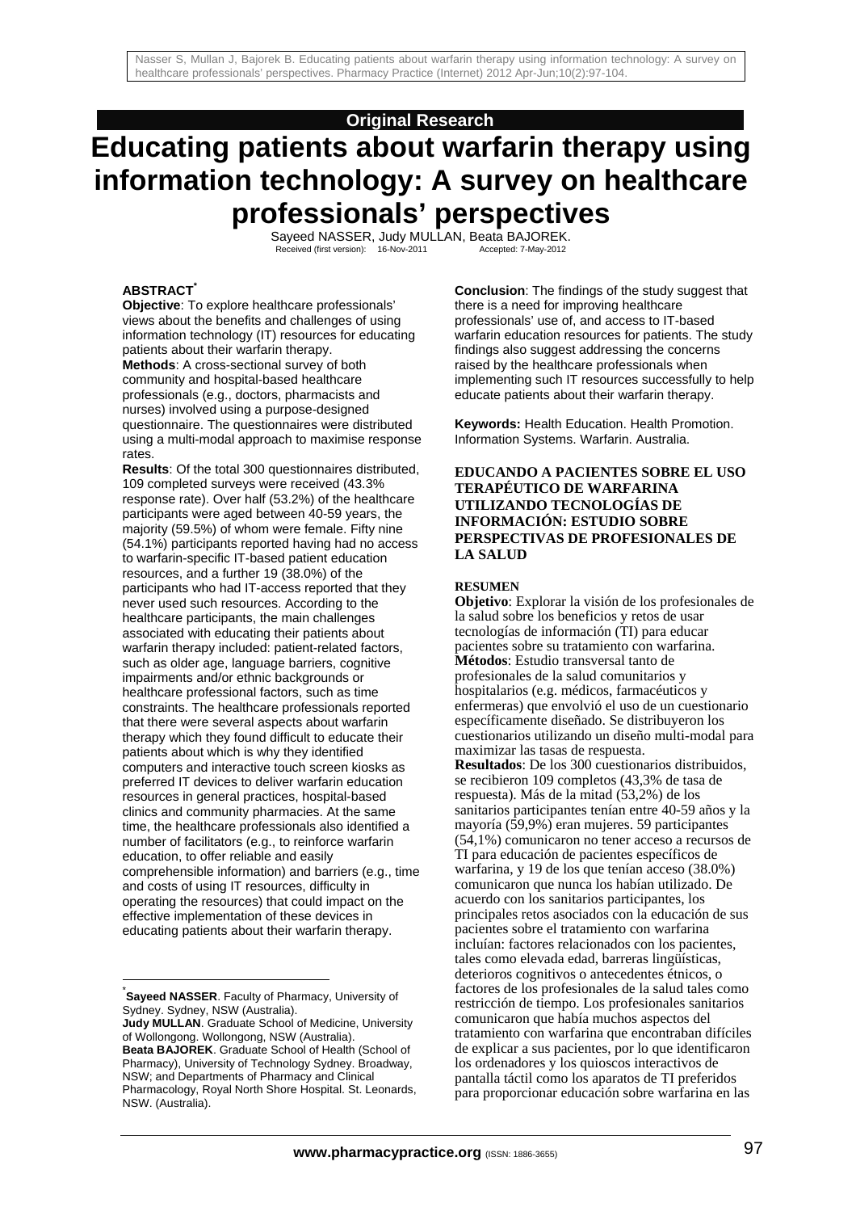**Original Research**

# Educating patients about warfarin therapy using information technology: A survey on healthcare professionals' perspectives

Sayeed NASSER, Judy MULLAN, Beata BAJOREK.

Received (first version): 16-Nov-2011 Accepted: 7-May-2012

## ABSTRACT*

**Objective**: To explore healthcare professionals' views about the benefits and challenges of using information technology (IT) resources for educating patients about their warfarin therapy.

**Methods**: A cross-sectional survey of both community and hospital-based healthcare professionals (e.g., doctors, pharmacists and nurses) involved using a purpose-designed questionnaire. The questionnaires were distributed using a multi-modal approach to maximise response rates.

**Results**: Of the total 300 questionnaires distributed, 109 completed surveys were received (43.3% response rate). Over half (53.2%) of the healthcare participants were aged between 40-59 years, the majority (59.5%) of whom were female. Fifty nine (54.1%) participants reported having had no access to warfarin-specific IT-based patient education resources, and a further 19 (38.0%) of the participants who had IT-access reported that they never used such resources. According to the healthcare participants, the main challenges associated with educating their patients about warfarin therapy included: patient-related factors, such as older age, language barriers, cognitive impairments and/or ethnic backgrounds or healthcare professional factors, such as time constraints. The healthcare professionals reported that there were several aspects about warfarin therapy which they found difficult to educate their patients about which is why they identified computers and interactive touch screen kiosks as preferred IT devices to deliver warfarin education resources in general practices, hospital-based clinics and community pharmacies. At the same time, the healthcare professionals also identified a number of facilitators (e.g., to reinforce warfarin education, to offer reliable and easily comprehensible information) and barriers (e.g., time and costs of using IT resources, difficulty in operating the resources) that could impact on the effective implementation of these devices in educating patients about their warfarin therapy.

**Conclusion**: The findings of the study suggest that there is a need for improving healthcare professionals' use of, and access to IT-based warfarin education resources for patients. The study findings also suggest addressing the concerns raised by the healthcare professionals when implementing such IT resources successfully to help educate patients about their warfarin therapy.

**Keywords:** Health Education. Health Promotion. Information Systems. Warfarin. Australia.

## EDUCANDO A PACIENTES SOBRE EL USO TERAPÉUTICO DE WARFARINA UTILIZANDO TECNOLOGÍAS DE INFORMACIÓN: ESTUDIO SOBRE PERSPECTIVAS DE PROFESIONALES DE LA SALUD

### RESUMEN

**Objetivo**: Explorar la visión de los profesionales de la salud sobre los beneficios y retos de usar tecnologías de información (TI) para educar pacientes sobre su tratamiento con warfarina.

**Métodos**: Estudio transversal tanto de profesionales de la salud comunitarios y hospitalarios (e.g. médicos, farmacéuticos y enfermeras) que envolvió el uso de un cuestionario específicamente diseñado. Se distribuyeron los cuestionarios utilizando un diseño multi-modal para maximizar las tasas de respuesta.

**Resultados**: De los 300 cuestionarios distribuidos, se recibieron 109 completos (43,3% de tasa de respuesta). Más de la mitad (53,2%) de los sanitarios participantes tenían entre 40-59 años y la mayoría (59,9%) eran mujeres. 59 participantes (54,1%) comunicaron no tener acceso a recursos de TI para educación de pacientes específicos de warfarina, y 19 de los que tenían acceso (38.0%) comunicaron que nunca los habían utilizado. De acuerdo con los sanitarios participantes, los principales retos asociados con la educación de sus pacientes sobre el tratamiento con warfarina incluían: factores relacionados con los pacientes, tales como elevada edad, barreras lingüísticas, deterioros cognitivos o antecedentes étnicos, o factores de los profesionales de la salud tales como restricción de tiempo. Los profesionales sanitarios comunicaron que había muchos aspectos del tratamiento con warfarina que encontraban difíciles de explicar a sus pacientes, por lo que identificaron los ordenadores y los quioscos interactivos de pantalla táctil como los aparatos de TI preferidos para proporcionar educación sobre warfarina en las

---

*[*] **Sayeed NASSER**. Faculty of Pharmacy, University of Sydney. Sydney, NSW (Australia).
**Judy MULLAN**. Graduate School of Medicine, University of Wollongong. Wollongong, NSW (Australia).
**Beata BAJOREK**. Graduate School of Health (School of Pharmacy), University of Technology Sydney. Broadway, NSW; and Departments of Pharmacy and Clinical Pharmacology, Royal North Shore Hospital. St. Leonards, NSW. (Australia).*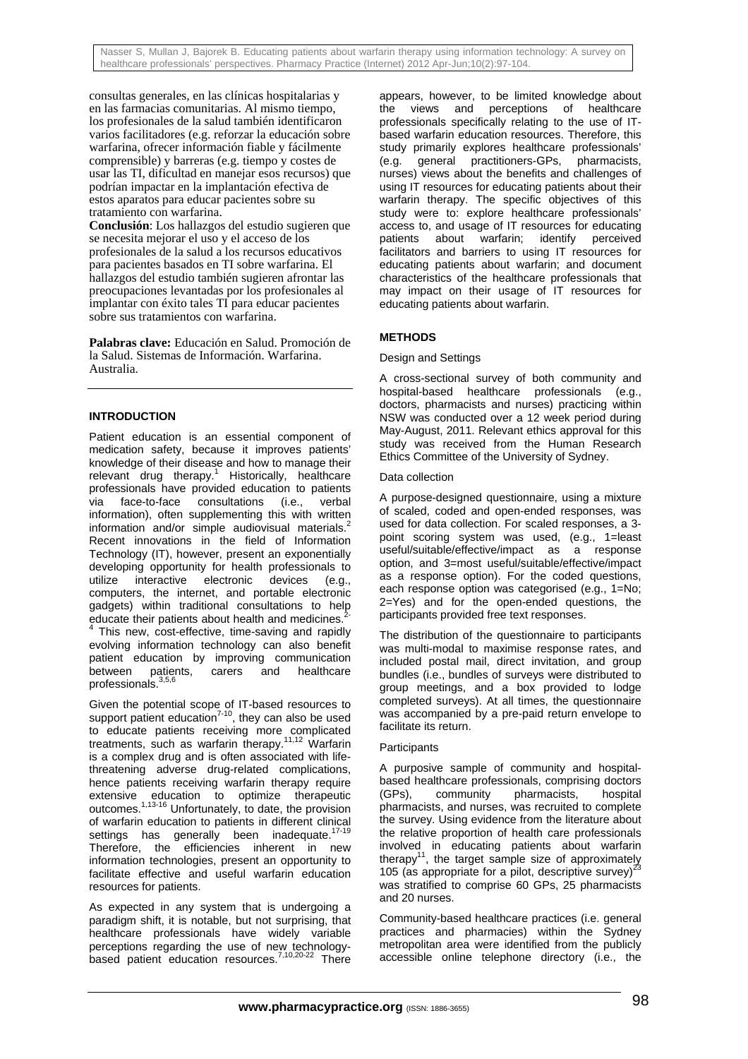consultas generales, en las clínicas hospitalarias y en las farmacias comunitarias. Al mismo tiempo, los profesionales de la salud también identificaron varios facilitadores (e.g. reforzar la educación sobre warfarina, ofrecer información fiable y fácilmente comprensible) y barreras (e.g. tiempo y costes de usar las TI, dificultad en manejar esos recursos) que podrían impactar en la implantación efectiva de estos aparatos para educar pacientes sobre su tratamiento con warfarina.

**Conclusión**: Los hallazgos del estudio sugieren que se necesita mejorar el uso y el acceso de los profesionales de la salud a los recursos educativos para pacientes basados en TI sobre warfarina. El hallazgos del estudio también sugieren afrontar las preocupaciones levantadas por los profesionales al implantar con éxito tales TI para educar pacientes sobre sus tratamientos con warfarina.

**Palabras clave:** Educación en Salud. Promoción de la Salud. Sistemas de Información. Warfarina. Australia.

## INTRODUCTION

Patient education is an essential component of medication safety, because it improves patients' knowledge of their disease and how to manage their relevant drug therapy.[1] Historically, healthcare professionals have provided education to patients via face-to-face consultations (i.e., verbal information), often supplementing this with written information and/or simple audiovisual materials.[2] Recent innovations in the field of Information Technology (IT), however, present an exponentially developing opportunity for health professionals to utilize interactive electronic devices (e.g., computers, the internet, and portable electronic gadgets) within traditional consultations to help educate their patients about health and medicines.[2-4] This new, cost-effective, time-saving and rapidly evolving information technology can also benefit patient education by improving communication between patients, carers and healthcare professionals.[3,5,6]

Given the potential scope of IT-based resources to support patient education[7-10], they can also be used to educate patients receiving more complicated treatments, such as warfarin therapy.[11,12] Warfarin is a complex drug and is often associated with life-threatening adverse drug-related complications, hence patients receiving warfarin therapy require extensive education to optimize therapeutic outcomes.[1,13-16] Unfortunately, to date, the provision of warfarin education to patients in different clinical settings has generally been inadequate.[17-19] Therefore, the efficiencies inherent in new information technologies, present an opportunity to facilitate effective and useful warfarin education resources for patients.

As expected in any system that is undergoing a paradigm shift, it is notable, but not surprising, that healthcare professionals have widely variable perceptions regarding the use of new technology-based patient education resources.[7,10,20-22] There appears, however, to be limited knowledge about the views and perceptions of healthcare professionals specifically relating to the use of IT-based warfarin education resources. Therefore, this study primarily explores healthcare professionals' (e.g. general practitioners-GPs, pharmacists, nurses) views about the benefits and challenges of using IT resources for educating patients about their warfarin therapy. The specific objectives of this study were to: explore healthcare professionals' access to, and usage of IT resources for educating patients about warfarin; identify perceived facilitators and barriers to using IT resources for educating patients about warfarin; and document characteristics of the healthcare professionals that may impact on their usage of IT resources for educating patients about warfarin.

## METHODS

### Design and Settings

A cross-sectional survey of both community and hospital-based healthcare professionals (e.g., doctors, pharmacists and nurses) practicing within NSW was conducted over a 12 week period during May-August, 2011. Relevant ethics approval for this study was received from the Human Research Ethics Committee of the University of Sydney.

### Data collection

A purpose-designed questionnaire, using a mixture of scaled, coded and open-ended responses, was used for data collection. For scaled responses, a 3-point scoring system was used, (e.g., 1=least useful/suitable/effective/impact as a response option, and 3=most useful/suitable/effective/impact as a response option). For the coded questions, each response option was categorised (e.g., 1=No; 2=Yes) and for the open-ended questions, the participants provided free text responses.

The distribution of the questionnaire to participants was multi-modal to maximise response rates, and included postal mail, direct invitation, and group bundles (i.e., bundles of surveys were distributed to group meetings, and a box provided to lodge completed surveys). At all times, the questionnaire was accompanied by a pre-paid return envelope to facilitate its return.

### Participants

A purposive sample of community and hospital-based healthcare professionals, comprising doctors (GPs), community pharmacists, hospital pharmacists, and nurses, was recruited to complete the survey. Using evidence from the literature about the relative proportion of health care professionals involved in educating patients about warfarin therapy[11], the target sample size of approximately 105 (as appropriate for a pilot, descriptive survey)[23] was stratified to comprise 60 GPs, 25 pharmacists and 20 nurses.

Community-based healthcare practices (i.e. general practices and pharmacies) within the Sydney metropolitan area were identified from the publicly accessible online telephone directory (i.e., the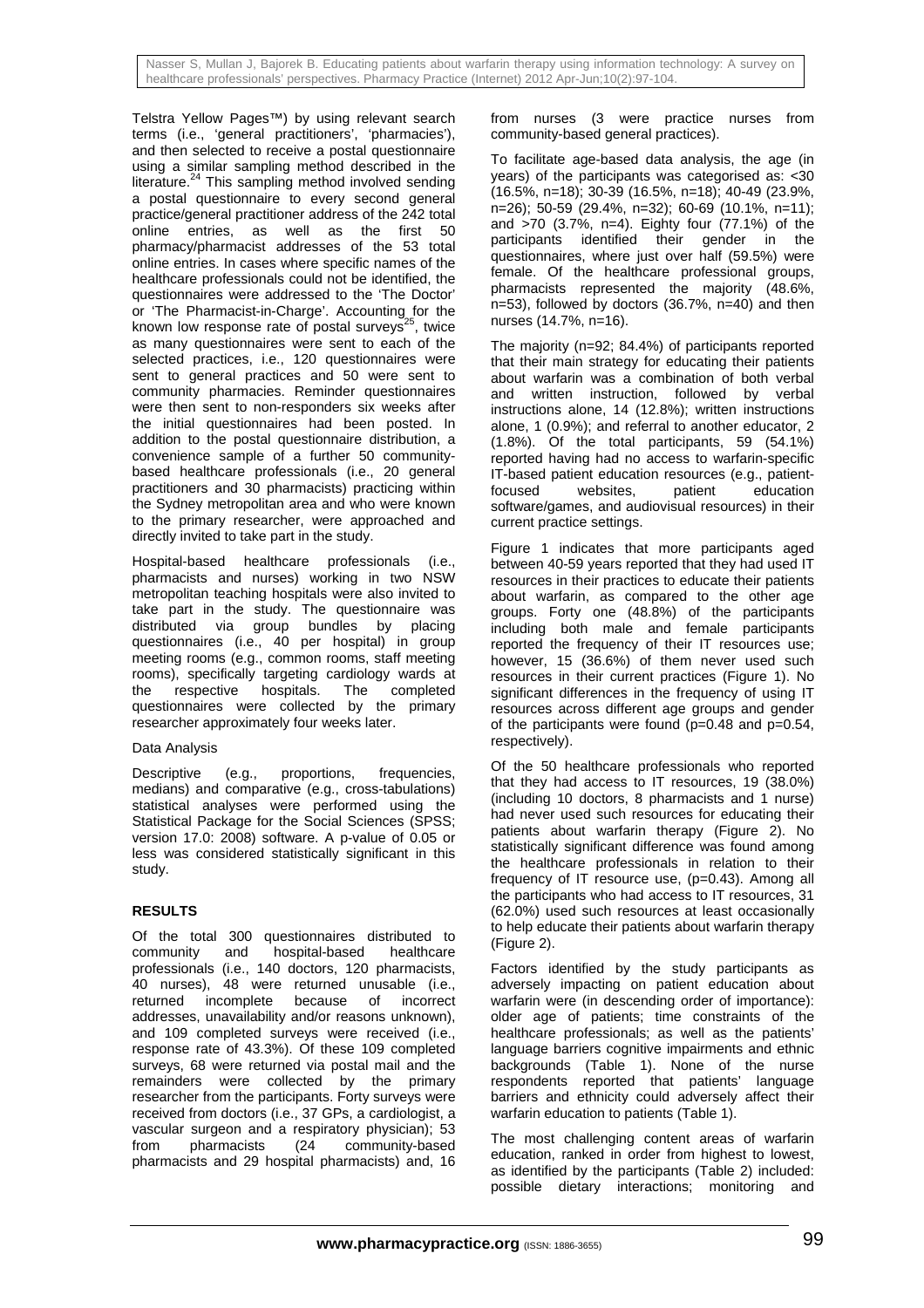Telstra Yellow Pages™) by using relevant search terms (i.e., 'general practitioners', 'pharmacies'), and then selected to receive a postal questionnaire using a similar sampling method described in the literature.[24] This sampling method involved sending a postal questionnaire to every second general practice/general practitioner address of the 242 total online entries, as well as the first 50 pharmacy/pharmacist addresses of the 53 total online entries. In cases where specific names of the healthcare professionals could not be identified, the questionnaires were addressed to the 'The Doctor' or 'The Pharmacist-in-Charge'. Accounting for the known low response rate of postal surveys[25], twice as many questionnaires were sent to each of the selected practices, i.e., 120 questionnaires were sent to general practices and 50 were sent to community pharmacies. Reminder questionnaires were then sent to non-responders six weeks after the initial questionnaires had been posted. In addition to the postal questionnaire distribution, a convenience sample of a further 50 community-based healthcare professionals (i.e., 20 general practitioners and 30 pharmacists) practicing within the Sydney metropolitan area and who were known to the primary researcher, were approached and directly invited to take part in the study.

Hospital-based healthcare professionals (i.e., pharmacists and nurses) working in two NSW metropolitan teaching hospitals were also invited to take part in the study. The questionnaire was distributed via group bundles by placing questionnaires (i.e., 40 per hospital) in group meeting rooms (e.g., common rooms, staff meeting rooms), specifically targeting cardiology wards at the respective hospitals. The completed questionnaires were collected by the primary researcher approximately four weeks later.

### Data Analysis

Descriptive (e.g., proportions, frequencies, medians) and comparative (e.g., cross-tabulations) statistical analyses were performed using the Statistical Package for the Social Sciences (SPSS; version 17.0: 2008) software. A p-value of 0.05 or less was considered statistically significant in this study.

## RESULTS

Of the total 300 questionnaires distributed to community and hospital-based healthcare professionals (i.e., 140 doctors, 120 pharmacists, 40 nurses), 48 were returned unusable (i.e., returned incomplete because of incorrect addresses, unavailability and/or reasons unknown), and 109 completed surveys were received (i.e., response rate of 43.3%). Of these 109 completed surveys, 68 were returned via postal mail and the remainders were collected by the primary researcher from the participants. Forty surveys were received from doctors (i.e., 37 GPs, a cardiologist, a vascular surgeon and a respiratory physician); 53 from pharmacists (24 community-based pharmacists and 29 hospital pharmacists) and, 16 from nurses (3 were practice nurses from community-based general practices).

To facilitate age-based data analysis, the age (in years) of the participants was categorised as: <30 (16.5%, n=18); 30-39 (16.5%, n=18); 40-49 (23.9%, n=26); 50-59 (29.4%, n=32); 60-69 (10.1%, n=11); and >70 (3.7%, n=4). Eighty four (77.1%) of the participants identified their gender in the questionnaires, where just over half (59.5%) were female. Of the healthcare professional groups, pharmacists represented the majority (48.6%, n=53), followed by doctors (36.7%, n=40) and then nurses (14.7%, n=16).

The majority (n=92; 84.4%) of participants reported that their main strategy for educating their patients about warfarin was a combination of both verbal and written instruction, followed by verbal instructions alone, 14 (12.8%); written instructions alone, 1 (0.9%); and referral to another educator, 2 (1.8%). Of the total participants, 59 (54.1%) reported having had no access to warfarin-specific IT-based patient education resources (e.g., patient-focused websites, patient education software/games, and audiovisual resources) in their current practice settings.

Figure 1 indicates that more participants aged between 40-59 years reported that they had used IT resources in their practices to educate their patients about warfarin, as compared to the other age groups. Forty one (48.8%) of the participants including both male and female participants reported the frequency of their IT resources use; however, 15 (36.6%) of them never used such resources in their current practices (Figure 1). No significant differences in the frequency of using IT resources across different age groups and gender of the participants were found (p=0.48 and p=0.54, respectively).

Of the 50 healthcare professionals who reported that they had access to IT resources, 19 (38.0%) (including 10 doctors, 8 pharmacists and 1 nurse) had never used such resources for educating their patients about warfarin therapy (Figure 2). No statistically significant difference was found among the healthcare professionals in relation to their frequency of IT resource use, (p=0.43). Among all the participants who had access to IT resources, 31 (62.0%) used such resources at least occasionally to help educate their patients about warfarin therapy (Figure 2).

Factors identified by the study participants as adversely impacting on patient education about warfarin were (in descending order of importance): older age of patients; time constraints of the healthcare professionals; as well as the patients' language barriers cognitive impairments and ethnic backgrounds (Table 1). None of the nurse respondents reported that patients' language barriers and ethnicity could adversely affect their warfarin education to patients (Table 1).

The most challenging content areas of warfarin education, ranked in order from highest to lowest, as identified by the participants (Table 2) included: possible dietary interactions; monitoring and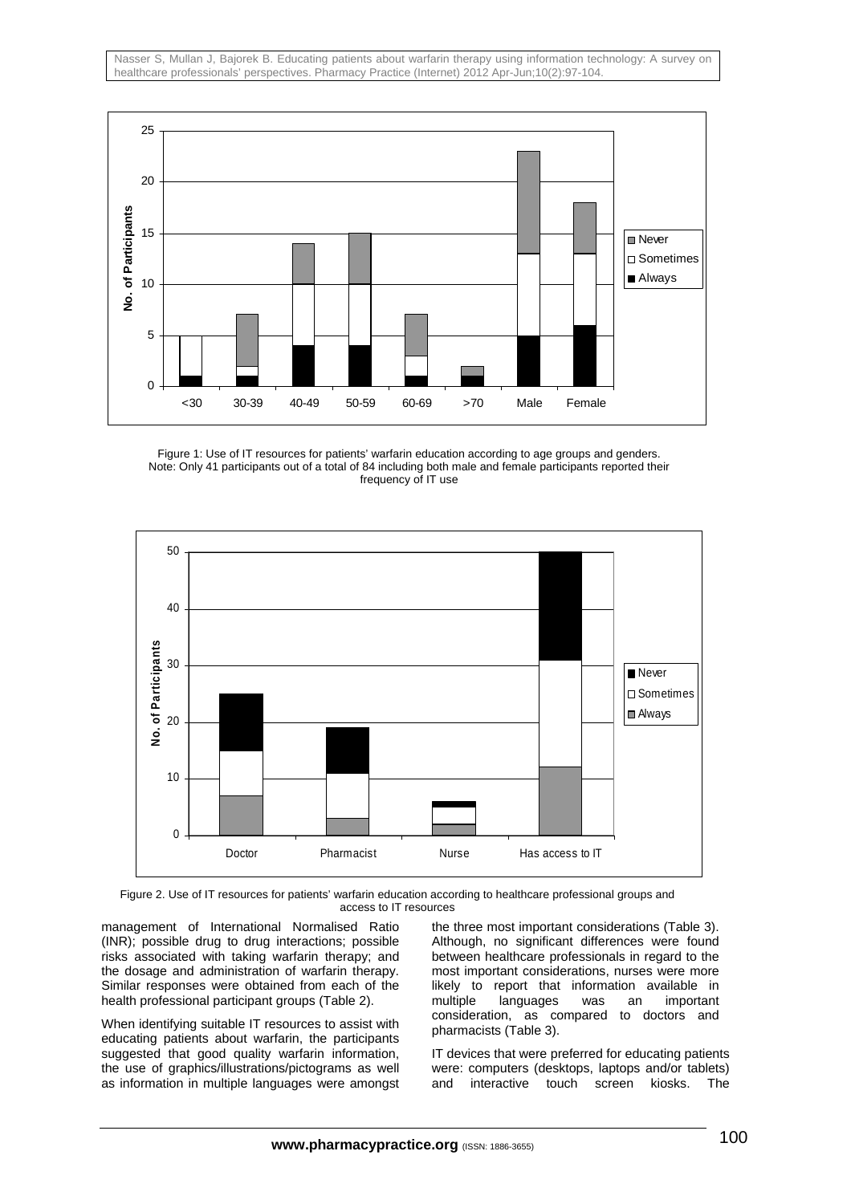Figure 1: Use of IT resources for patients' warfarin education according to age groups and genders.
Note: Only 41 participants out of a total of 84 including both male and female participants reported their frequency of IT use

Figure 2. Use of IT resources for patients' warfarin education according to healthcare professional groups and access to IT resources

management of International Normalised Ratio (INR); possible drug to drug interactions; possible risks associated with taking warfarin therapy; and the dosage and administration of warfarin therapy. Similar responses were obtained from each of the health professional participant groups (Table 2).

When identifying suitable IT resources to assist with educating patients about warfarin, the participants suggested that good quality warfarin information, the use of graphics/illustrations/pictograms as well as information in multiple languages were amongst the three most important considerations (Table 3). Although, no significant differences were found between healthcare professionals in regard to the most important considerations, nurses were more likely to report that information available in multiple languages was an important consideration, as compared to doctors and pharmacists (Table 3).

IT devices that were preferred for educating patients were: computers (desktops, laptops and/or tablets) and interactive touch screen kiosks. The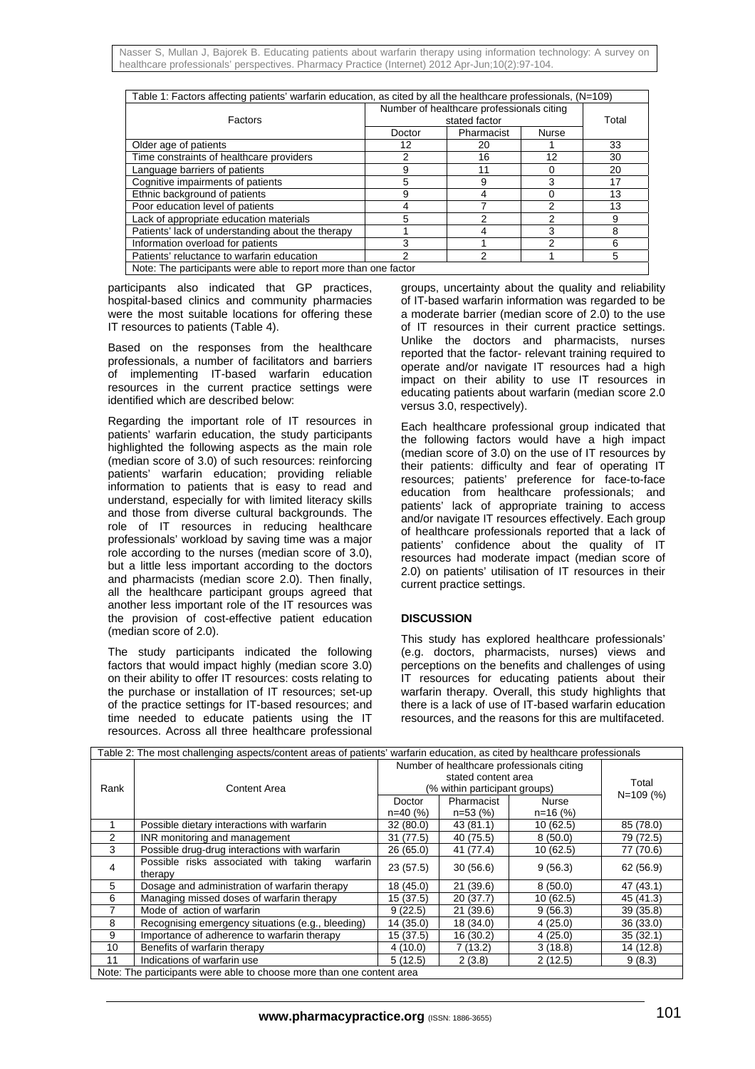Table 1: Factors affecting patients' warfarin education, as cited by all the healthcare professionals, (N=109)

| Factors | Number of healthcare professionals citing stated factor | | | Total |
|---|---|---|---|---|
| | Doctor | Pharmacist | Nurse | |
| Older age of patients | 12 | 20 | 1 | 33 |
| Time constraints of healthcare providers | 2 | 16 | 12 | 30 |
| Language barriers of patients | 9 | 11 | 0 | 20 |
| Cognitive impairments of patients | 5 | 9 | 3 | 17 |
| Ethnic background of patients | 9 | 4 | 0 | 13 |
| Poor education level of patients | 4 | 7 | 2 | 13 |
| Lack of appropriate education materials | 5 | 2 | 2 | 9 |
| Patients' lack of understanding about the therapy | 1 | 4 | 3 | 8 |
| Information overload for patients | 3 | 1 | 2 | 6 |
| Patients' reluctance to warfarin education | 2 | 2 | 1 | 5 |

Note: The participants were able to report more than one factor

participants also indicated that GP practices, hospital-based clinics and community pharmacies were the most suitable locations for offering these IT resources to patients (Table 4).

Based on the responses from the healthcare professionals, a number of facilitators and barriers of implementing IT-based warfarin education resources in the current practice settings were identified which are described below:

Regarding the important role of IT resources in patients' warfarin education, the study participants highlighted the following aspects as the main role (median score of 3.0) of such resources: reinforcing patients' warfarin education; providing reliable information to patients that is easy to read and understand, especially for with limited literacy skills and those from diverse cultural backgrounds. The role of IT resources in reducing healthcare professionals' workload by saving time was a major role according to the nurses (median score of 3.0), but a little less important according to the doctors and pharmacists (median score 2.0). Then finally, all the healthcare participant groups agreed that another less important role of the IT resources was the provision of cost-effective patient education (median score of 2.0).

The study participants indicated the following factors that would impact highly (median score 3.0) on their ability to offer IT resources: costs relating to the purchase or installation of IT resources; set-up of the practice settings for IT-based resources; and time needed to educate patients using the IT resources. Across all three healthcare professional groups, uncertainty about the quality and reliability of IT-based warfarin information was regarded to be a moderate barrier (median score of 2.0) to the use of IT resources in their current practice settings. Unlike the doctors and pharmacists, nurses reported that the factor- relevant training required to operate and/or navigate IT resources had a high impact on their ability to use IT resources in educating patients about warfarin (median score 2.0 versus 3.0, respectively).

Each healthcare professional group indicated that the following factors would have a high impact (median score of 3.0) on the use of IT resources by their patients: difficulty and fear of operating IT resources; patients' preference for face-to-face education from healthcare professionals; and patients' lack of appropriate training to access and/or navigate IT resources effectively. Each group of healthcare professionals reported that a lack of patients' confidence about the quality of IT resources had moderate impact (median score of 2.0) on patients' utilisation of IT resources in their current practice settings.

## DISCUSSION

This study has explored healthcare professionals' (e.g. doctors, pharmacists, nurses) views and perceptions on the benefits and challenges of using IT resources for educating patients about their warfarin therapy. Overall, this study highlights that there is a lack of use of IT-based warfarin education resources, and the reasons for this are multifaceted.

Table 2: The most challenging aspects/content areas of patients' warfarin education, as cited by healthcare professionals

| Rank | Content Area | Number of healthcare professionals citing stated content area (% within participant groups) | | | Total N=109 (%) |
|---|---|---|---|---|---|
| | | Doctor n=40 (%) | Pharmacist n=53 (%) | Nurse n=16 (%) | |
| 1 | Possible dietary interactions with warfarin | 32 (80.0) | 43 (81.1) | 10 (62.5) | 85 (78.0) |
| 2 | INR monitoring and management | 31 (77.5) | 40 (75.5) | 8 (50.0) | 79 (72.5) |
| 3 | Possible drug-drug interactions with warfarin | 26 (65.0) | 41 (77.4) | 10 (62.5) | 77 (70.6) |
| 4 | Possible risks associated with taking warfarin therapy | 23 (57.5) | 30 (56.6) | 9 (56.3) | 62 (56.9) |
| 5 | Dosage and administration of warfarin therapy | 18 (45.0) | 21 (39.6) | 8 (50.0) | 47 (43.1) |
| 6 | Managing missed doses of warfarin therapy | 15 (37.5) | 20 (37.7) | 10 (62.5) | 45 (41.3) |
| 7 | Mode of action of warfarin | 9 (22.5) | 21 (39.6) | 9 (56.3) | 39 (35.8) |
| 8 | Recognising emergency situations (e.g., bleeding) | 14 (35.0) | 18 (34.0) | 4 (25.0) | 36 (33.0) |
| 9 | Importance of adherence to warfarin therapy | 15 (37.5) | 16 (30.2) | 4 (25.0) | 35 (32.1) |
| 10 | Benefits of warfarin therapy | 4 (10.0) | 7 (13.2) | 3 (18.8) | 14 (12.8) |
| 11 | Indications of warfarin use | 5 (12.5) | 2 (3.8) | 2 (12.5) | 9 (8.3) |

Note: The participants were able to choose more than one content area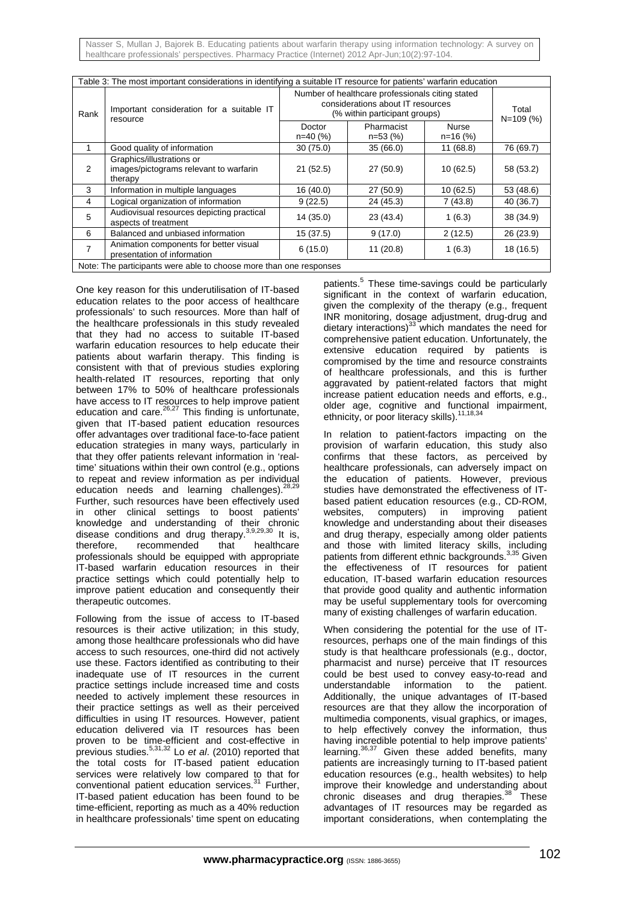Table 3: The most important considerations in identifying a suitable IT resource for patients' warfarin education

| Rank | Important consideration for a suitable IT resource | Number of healthcare professionals citing stated considerations about IT resources (% within participant groups) | | | Total N=109 (%) |
|---|---|---|---|---|---|
| | | Doctor n=40 (%) | Pharmacist n=53 (%) | Nurse n=16 (%) | |
| 1 | Good quality of information | 30 (75.0) | 35 (66.0) | 11 (68.8) | 76 (69.7) |
| 2 | Graphics/illustrations or images/pictograms relevant to warfarin therapy | 21 (52.5) | 27 (50.9) | 10 (62.5) | 58 (53.2) |
| 3 | Information in multiple languages | 16 (40.0) | 27 (50.9) | 10 (62.5) | 53 (48.6) |
| 4 | Logical organization of information | 9 (22.5) | 24 (45.3) | 7 (43.8) | 40 (36.7) |
| 5 | Audiovisual resources depicting practical aspects of treatment | 14 (35.0) | 23 (43.4) | 1 (6.3) | 38 (34.9) |
| 6 | Balanced and unbiased information | 15 (37.5) | 9 (17.0) | 2 (12.5) | 26 (23.9) |
| 7 | Animation components for better visual presentation of information | 6 (15.0) | 11 (20.8) | 1 (6.3) | 18 (16.5) |

Note: The participants were able to choose more than one responses

One key reason for this underutilisation of IT-based education relates to the poor access of healthcare professionals' to such resources. More than half of the healthcare professionals in this study revealed that they had no access to suitable IT-based warfarin education resources to help educate their patients about warfarin therapy. This finding is consistent with that of previous studies exploring health-related IT resources, reporting that only between 17% to 50% of healthcare professionals have access to IT resources to help improve patient education and care.[26,27] This finding is unfortunate, given that IT-based patient education resources offer advantages over traditional face-to-face patient education strategies in many ways, particularly in that they offer patients relevant information in 'real-time' situations within their own control (e.g., options to repeat and review information as per individual education needs and learning challenges).[28,29] Further, such resources have been effectively used in other clinical settings to boost patients' knowledge and understanding of their chronic disease conditions and drug therapy.[3,9,29,30] It is, therefore, recommended that healthcare professionals should be equipped with appropriate IT-based warfarin education resources in their practice settings which could potentially help to improve patient education and consequently their therapeutic outcomes.

Following from the issue of access to IT-based resources is their active utilization; in this study, among those healthcare professionals who did have access to such resources, one-third did not actively use these. Factors identified as contributing to their inadequate use of IT resources in the current practice settings include increased time and costs needed to actively implement these resources in their practice settings as well as their perceived difficulties in using IT resources. However, patient education delivered via IT resources has been proven to be time-efficient and cost-effective in previous studies.[5,31,32] Lo *et al*. (2010) reported that the total costs for IT-based patient education services were relatively low compared to that for conventional patient education services.[31] Further, IT-based patient education has been found to be time-efficient, reporting as much as a 40% reduction in healthcare professionals' time spent on educating patients.[5] These time-savings could be particularly significant in the context of warfarin education, given the complexity of the therapy (e.g., frequent INR monitoring, dosage adjustment, drug-drug and dietary interactions)[33] which mandates the need for comprehensive patient education. Unfortunately, the extensive education required by patients is compromised by the time and resource constraints of healthcare professionals, and this is further aggravated by patient-related factors that might increase patient education needs and efforts, e.g., older age, cognitive and functional impairment, ethnicity, or poor literacy skills).[11,18,34]

In relation to patient-factors impacting on the provision of warfarin education, this study also confirms that these factors, as perceived by healthcare professionals, can adversely impact on the education of patients. However, previous studies have demonstrated the effectiveness of IT-based patient education resources (e.g., CD-ROM, websites, computers) in improving patient knowledge and understanding about their diseases and drug therapy, especially among older patients and those with limited literacy skills, including patients from different ethnic backgrounds.[3,35] Given the effectiveness of IT resources for patient education, IT-based warfarin education resources that provide good quality and authentic information may be useful supplementary tools for overcoming many of existing challenges of warfarin education.

When considering the potential for the use of IT-resources, perhaps one of the main findings of this study is that healthcare professionals (e.g., doctor, pharmacist and nurse) perceive that IT resources could be best used to convey easy-to-read and understandable information to the patient. Additionally, the unique advantages of IT-based resources are that they allow the incorporation of multimedia components, visual graphics, or images, to help effectively convey the information, thus having incredible potential to help improve patients' learning.[36,37] Given these added benefits, many patients are increasingly turning to IT-based patient education resources (e.g., health websites) to help improve their knowledge and understanding about chronic diseases and drug therapies.[38] These advantages of IT resources may be regarded as important considerations, when contemplating the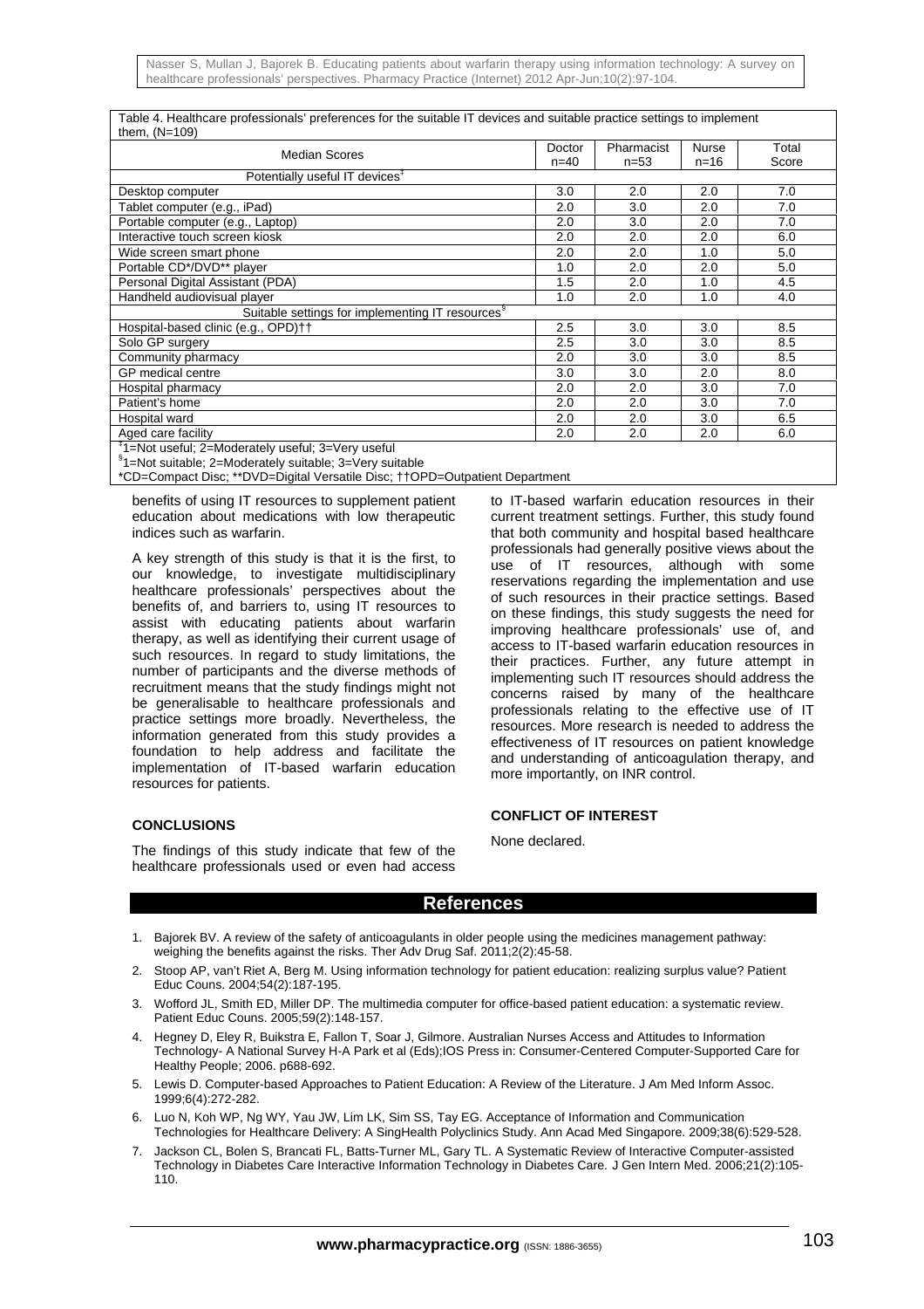Table 4. Healthcare professionals' preferences for the suitable IT devices and suitable practice settings to implement them, (N=109)

| Median Scores | Doctor n=40 | Pharmacist n=53 | Nurse n=16 | Total Score |
|---|---|---|---|---|
| Potentially useful IT devices[‡] | | | | |
| Desktop computer | 3.0 | 2.0 | 2.0 | 7.0 |
| Tablet computer (e.g., iPad) | 2.0 | 3.0 | 2.0 | 7.0 |
| Portable computer (e.g., Laptop) | 2.0 | 3.0 | 2.0 | 7.0 |
| Interactive touch screen kiosk | 2.0 | 2.0 | 2.0 | 6.0 |
| Wide screen smart phone | 2.0 | 2.0 | 1.0 | 5.0 |
| Portable CD*/DVD** player | 1.0 | 2.0 | 2.0 | 5.0 |
| Personal Digital Assistant (PDA) | 1.5 | 2.0 | 1.0 | 4.5 |
| Handheld audiovisual player | 1.0 | 2.0 | 1.0 | 4.0 |
| Suitable settings for implementing IT resources[§] | | | | |
| Hospital-based clinic (e.g., OPD)†† | 2.5 | 3.0 | 3.0 | 8.5 |
| Solo GP surgery | 2.5 | 3.0 | 3.0 | 8.5 |
| Community pharmacy | 2.0 | 3.0 | 3.0 | 8.5 |
| GP medical centre | 3.0 | 3.0 | 2.0 | 8.0 |
| Hospital pharmacy | 2.0 | 2.0 | 3.0 | 7.0 |
| Patient's home | 2.0 | 2.0 | 3.0 | 7.0 |
| Hospital ward | 2.0 | 2.0 | 3.0 | 6.5 |
| Aged care facility | 2.0 | 2.0 | 2.0 | 6.0 |

[‡]1=Not useful; 2=Moderately useful; 3=Very useful
[§]1=Not suitable; 2=Moderately suitable; 3=Very suitable
*CD=Compact Disc; **DVD=Digital Versatile Disc; ††OPD=Outpatient Department

benefits of using IT resources to supplement patient education about medications with low therapeutic indices such as warfarin.

A key strength of this study is that it is the first, to our knowledge, to investigate multidisciplinary healthcare professionals' perspectives about the benefits of, and barriers to, using IT resources to assist with educating patients about warfarin therapy, as well as identifying their current usage of such resources. In regard to study limitations, the number of participants and the diverse methods of recruitment means that the study findings might not be generalisable to healthcare professionals and practice settings more broadly. Nevertheless, the information generated from this study provides a foundation to help address and facilitate the implementation of IT-based warfarin education resources for patients.

## CONCLUSIONS

The findings of this study indicate that few of the healthcare professionals used or even had access to IT-based warfarin education resources in their current treatment settings. Further, this study found that both community and hospital based healthcare professionals had generally positive views about the use of IT resources, although with some reservations regarding the implementation and use of such resources in their practice settings. Based on these findings, this study suggests the need for improving healthcare professionals' use of, and access to IT-based warfarin education resources in their practices. Further, any future attempt in implementing such IT resources should address the concerns raised by many of the healthcare professionals relating to the effective use of IT resources. More research is needed to address the effectiveness of IT resources on patient knowledge and understanding of anticoagulation therapy, and more importantly, on INR control.

## CONFLICT OF INTEREST

None declared.

## References

1. Bajorek BV. A review of the safety of anticoagulants in older people using the medicines management pathway: weighing the benefits against the risks. Ther Adv Drug Saf. 2011;2(2):45-58.
2. Stoop AP, van't Riet A, Berg M. Using information technology for patient education: realizing surplus value? Patient Educ Couns. 2004;54(2):187-195.
3. Wofford JL, Smith ED, Miller DP. The multimedia computer for office-based patient education: a systematic review. Patient Educ Couns. 2005;59(2):148-157.
4. Hegney D, Eley R, Buikstra E, Fallon T, Soar J, Gilmore. Australian Nurses Access and Attitudes to Information Technology- A National Survey H-A Park et al (Eds);IOS Press in: Consumer-Centered Computer-Supported Care for Healthy People; 2006. p688-692.
5. Lewis D. Computer-based Approaches to Patient Education: A Review of the Literature. J Am Med Inform Assoc. 1999;6(4):272-282.
6. Luo N, Koh WP, Ng WY, Yau JW, Lim LK, Sim SS, Tay EG. Acceptance of Information and Communication Technologies for Healthcare Delivery: A SingHealth Polyclinics Study. Ann Acad Med Singapore. 2009;38(6):529-528.
7. Jackson CL, Bolen S, Brancati FL, Batts-Turner ML, Gary TL. A Systematic Review of Interactive Computer-assisted Technology in Diabetes Care Interactive Information Technology in Diabetes Care. J Gen Intern Med. 2006;21(2):105-110.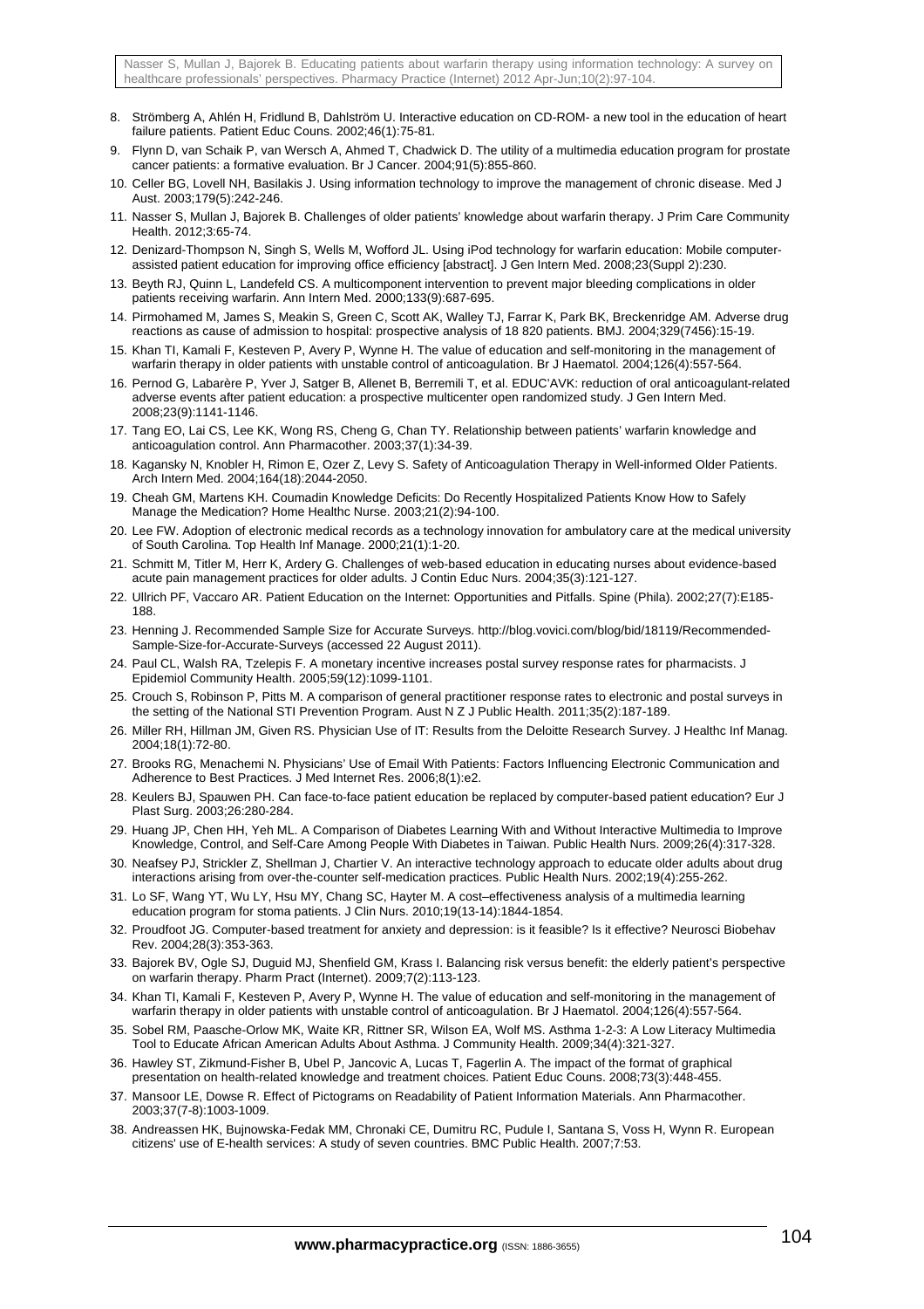8. Strömberg A, Ahlén H, Fridlund B, Dahlström U. Interactive education on CD-ROM- a new tool in the education of heart failure patients. Patient Educ Couns. 2002;46(1):75-81.
9. Flynn D, van Schaik P, van Wersch A, Ahmed T, Chadwick D. The utility of a multimedia education program for prostate cancer patients: a formative evaluation. Br J Cancer. 2004;91(5):855-860.
10. Celler BG, Lovell NH, Basilakis J. Using information technology to improve the management of chronic disease. Med J Aust. 2003;179(5):242-246.
11. Nasser S, Mullan J, Bajorek B. Challenges of older patients' knowledge about warfarin therapy. J Prim Care Community Health. 2012;3:65-74.
12. Denizard-Thompson N, Singh S, Wells M, Wofford JL. Using iPod technology for warfarin education: Mobile computer-assisted patient education for improving office efficiency [abstract]. J Gen Intern Med. 2008;23(Suppl 2):230.
13. Beyth RJ, Quinn L, Landefeld CS. A multicomponent intervention to prevent major bleeding complications in older patients receiving warfarin. Ann Intern Med. 2000;133(9):687-695.
14. Pirmohamed M, James S, Meakin S, Green C, Scott AK, Walley TJ, Farrar K, Park BK, Breckenridge AM. Adverse drug reactions as cause of admission to hospital: prospective analysis of 18 820 patients. BMJ. 2004;329(7456):15-19.
15. Khan TI, Kamali F, Kesteven P, Avery P, Wynne H. The value of education and self-monitoring in the management of warfarin therapy in older patients with unstable control of anticoagulation. Br J Haematol. 2004;126(4):557-564.
16. Pernod G, Labarère P, Yver J, Satger B, Allenet B, Berremili T, et al. EDUC'AVK: reduction of oral anticoagulant-related adverse events after patient education: a prospective multicenter open randomized study. J Gen Intern Med. 2008;23(9):1141-1146.
17. Tang EO, Lai CS, Lee KK, Wong RS, Cheng G, Chan TY. Relationship between patients' warfarin knowledge and anticoagulation control. Ann Pharmacother. 2003;37(1):34-39.
18. Kagansky N, Knobler H, Rimon E, Ozer Z, Levy S. Safety of Anticoagulation Therapy in Well-informed Older Patients. Arch Intern Med. 2004;164(18):2044-2050.
19. Cheah GM, Martens KH. Coumadin Knowledge Deficits: Do Recently Hospitalized Patients Know How to Safely Manage the Medication? Home Healthc Nurse. 2003;21(2):94-100.
20. Lee FW. Adoption of electronic medical records as a technology innovation for ambulatory care at the medical university of South Carolina. Top Health Inf Manage. 2000;21(1):1-20.
21. Schmitt M, Titler M, Herr K, Ardery G. Challenges of web-based education in educating nurses about evidence-based acute pain management practices for older adults. J Contin Educ Nurs. 2004;35(3):121-127.
22. Ullrich PF, Vaccaro AR. Patient Education on the Internet: Opportunities and Pitfalls. Spine (Phila). 2002;27(7):E185-188.
23. Henning J. Recommended Sample Size for Accurate Surveys. http://blog.vovici.com/blog/bid/18119/Recommended-Sample-Size-for-Accurate-Surveys (accessed 22 August 2011).
24. Paul CL, Walsh RA, Tzelepis F. A monetary incentive increases postal survey response rates for pharmacists. J Epidemiol Community Health. 2005;59(12):1099-1101.
25. Crouch S, Robinson P, Pitts M. A comparison of general practitioner response rates to electronic and postal surveys in the setting of the National STI Prevention Program. Aust N Z J Public Health. 2011;35(2):187-189.
26. Miller RH, Hillman JM, Given RS. Physician Use of IT: Results from the Deloitte Research Survey. J Healthc Inf Manag. 2004;18(1):72-80.
27. Brooks RG, Menachemi N. Physicians' Use of Email With Patients: Factors Influencing Electronic Communication and Adherence to Best Practices. J Med Internet Res. 2006;8(1):e2.
28. Keulers BJ, Spauwen PH. Can face-to-face patient education be replaced by computer-based patient education? Eur J Plast Surg. 2003;26:280-284.
29. Huang JP, Chen HH, Yeh ML. A Comparison of Diabetes Learning With and Without Interactive Multimedia to Improve Knowledge, Control, and Self-Care Among People With Diabetes in Taiwan. Public Health Nurs. 2009;26(4):317-328.
30. Neafsey PJ, Strickler Z, Shellman J, Chartier V. An interactive technology approach to educate older adults about drug interactions arising from over-the-counter self-medication practices. Public Health Nurs. 2002;19(4):255-262.
31. Lo SF, Wang YT, Wu LY, Hsu MY, Chang SC, Hayter M. A cost–effectiveness analysis of a multimedia learning education program for stoma patients. J Clin Nurs. 2010;19(13-14):1844-1854.
32. Proudfoot JG. Computer-based treatment for anxiety and depression: is it feasible? Is it effective? Neurosci Biobehav Rev. 2004;28(3):353-363.
33. Bajorek BV, Ogle SJ, Duguid MJ, Shenfield GM, Krass I. Balancing risk versus benefit: the elderly patient's perspective on warfarin therapy. Pharm Pract (Internet). 2009;7(2):113-123.
34. Khan TI, Kamali F, Kesteven P, Avery P, Wynne H. The value of education and self-monitoring in the management of warfarin therapy in older patients with unstable control of anticoagulation. Br J Haematol. 2004;126(4):557-564.
35. Sobel RM, Paasche-Orlow MK, Waite KR, Rittner SR, Wilson EA, Wolf MS. Asthma 1-2-3: A Low Literacy Multimedia Tool to Educate African American Adults About Asthma. J Community Health. 2009;34(4):321-327.
36. Hawley ST, Zikmund-Fisher B, Ubel P, Jancovic A, Lucas T, Fagerlin A. The impact of the format of graphical presentation on health-related knowledge and treatment choices. Patient Educ Couns. 2008;73(3):448-455.
37. Mansoor LE, Dowse R. Effect of Pictograms on Readability of Patient Information Materials. Ann Pharmacother. 2003;37(7-8):1003-1009.
38. Andreassen HK, Bujnowska-Fedak MM, Chronaki CE, Dumitru RC, Pudule I, Santana S, Voss H, Wynn R. European citizens' use of E-health services: A study of seven countries. BMC Public Health. 2007;7:53.